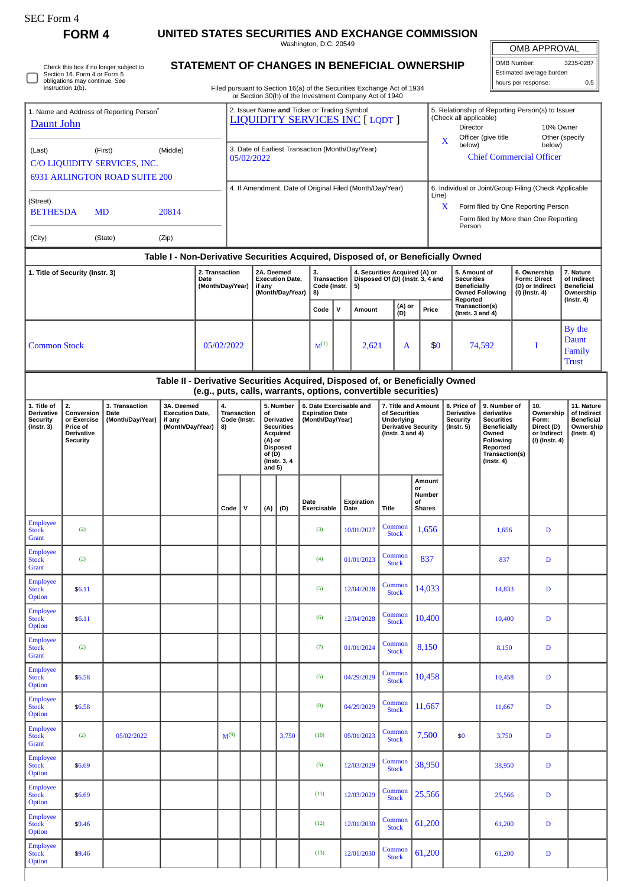SEC Form 4

**FORM 4**

# UNITED STATES SECURITIES AND EXCHANGE COMMISSION

Washington, D.C. 20549

## STATEMENT OF CHANGES IN BENEFICIAL OWNERSHIP

Filed pursuant to Section 16(a) of the Securities Exchange Act of 1934 or Section 30(h) of the Investment Company Act of 1940

| OMB APPROVAL | |
|---|---|
| OMB Number: | 3235-0287 |
| Estimated average burden | |
| hours per response: | 0.5 |

☐ Check this box if no longer subject to Section 16. Form 4 or Form 5 obligations may continue. *See* Instruction 1(b).

1. Name and Address of Reporting Person*
Daunt John

(Last) (First) (Middle)
C/O LIQUIDITY SERVICES, INC.
6931 ARLINGTON ROAD SUITE 200

(Street)
BETHESDA MD 20814

(City) (State) (Zip)

2. Issuer Name **and** Ticker or Trading Symbol
LIQUIDITY SERVICES INC [ LQDT ]

3. Date of Earliest Transaction (Month/Day/Year)
05/02/2022

4. If Amendment, Date of Original Filed (Month/Day/Year)

5. Relationship of Reporting Person(s) to Issuer (Check all applicable)
Director | 10% Owner
X Officer (give title below) | Other (specify below)
Chief Commercial Officer

6. Individual or Joint/Group Filing (Check Applicable Line)
X Form filed by One Reporting Person
Form filed by More than One Reporting Person

**Table I - Non-Derivative Securities Acquired, Disposed of, or Beneficially Owned**

| 1. Title of Security (Instr. 3) | 2. Transaction Date (Month/Day/Year) | 2A. Deemed Execution Date, if any (Month/Day/Year) | 3. Transaction Code (Instr. 8) | | 4. Securities Acquired (A) or Disposed Of (D) (Instr. 3, 4 and 5) | | | 5. Amount of Securities Beneficially Owned Following Reported Transaction(s) (Instr. 3 and 4) | 6. Ownership Form: Direct (D) or Indirect (I) (Instr. 4) | 7. Nature of Indirect Beneficial Ownership (Instr. 4) |
|---|---|---|---|---|---|---|---|---|---|---|
| | | | Code | V | Amount | (A) or (D) | Price | | | |
| Common Stock | 05/02/2022 | | M[(1)] | | 2,621 | A | $0 | 74,592 | I | By the Daunt Family Trust |

**Table II - Derivative Securities Acquired, Disposed of, or Beneficially Owned (e.g., puts, calls, warrants, options, convertible securities)**

| 1. Title of Derivative Security (Instr. 3) | 2. Conversion or Exercise Price of Derivative Security | 3. Transaction Date (Month/Day/Year) | 3A. Deemed Execution Date, if any (Month/Day/Year) | 4. Transaction Code (Instr. 8) | | 5. Number of Derivative Securities Acquired (A) or Disposed of (D) (Instr. 3, 4 and 5) | | 6. Date Exercisable and Expiration Date (Month/Day/Year) | | 7. Title and Amount of Securities Underlying Derivative Security (Instr. 3 and 4) | | 8. Price of Derivative Security (Instr. 5) | 9. Number of derivative Securities Beneficially Owned Following Reported Transaction(s) (Instr. 4) | 10. Ownership Form: Direct (D) or Indirect (I) (Instr. 4) | 11. Nature of Indirect Beneficial Ownership (Instr. 4) |
|---|---|---|---|---|---|---|---|---|---|---|---|---|---|---|---|
| | | | | Code | V | (A) | (D) | Date Exercisable | Expiration Date | Title | Amount or Number of Shares | | | | |
| Employee Stock Grant | (2) | | | | | | | (3) | 10/01/2027 | Common Stock | 1,656 | | 1,656 | D | |
| Employee Stock Grant | (2) | | | | | | | (4) | 01/01/2023 | Common Stock | 837 | | 837 | D | |
| Employee Stock Option | $6.11 | | | | | | | (5) | 12/04/2028 | Common Stock | 14,033 | | 14,833 | D | |
| Employee Stock Option | $6.11 | | | | | | | (6) | 12/04/2028 | Common Stock | 10,400 | | 10,400 | D | |
| Employee Stock Grant | (2) | | | | | | | (7) | 01/01/2024 | Common Stock | 8,150 | | 8,150 | D | |
| Employee Stock Option | $6.58 | | | | | | | (5) | 04/29/2029 | Common Stock | 10,458 | | 10,458 | D | |
| Employee Stock Option | $6.58 | | | | | | | (8) | 04/29/2029 | Common Stock | 11,667 | | 11,667 | D | |
| Employee Stock Grant | (2) | 05/02/2022 | | M[(9)] | | | 3,750 | (10) | 05/01/2023 | Common Stock | 7,500 | $0 | 3,750 | D | |
| Employee Stock Option | $6.69 | | | | | | | (5) | 12/03/2029 | Common Stock | 38,950 | | 38,950 | D | |
| Employee Stock Option | $6.69 | | | | | | | (11) | 12/03/2029 | Common Stock | 25,566 | | 25,566 | D | |
| Employee Stock Option | $9.46 | | | | | | | (12) | 12/01/2030 | Common Stock | 61,200 | | 61,200 | D | |
| Employee Stock Option | $9.46 | | | | | | | (13) | 12/01/2030 | Common Stock | 61,200 | | 61,200 | D | |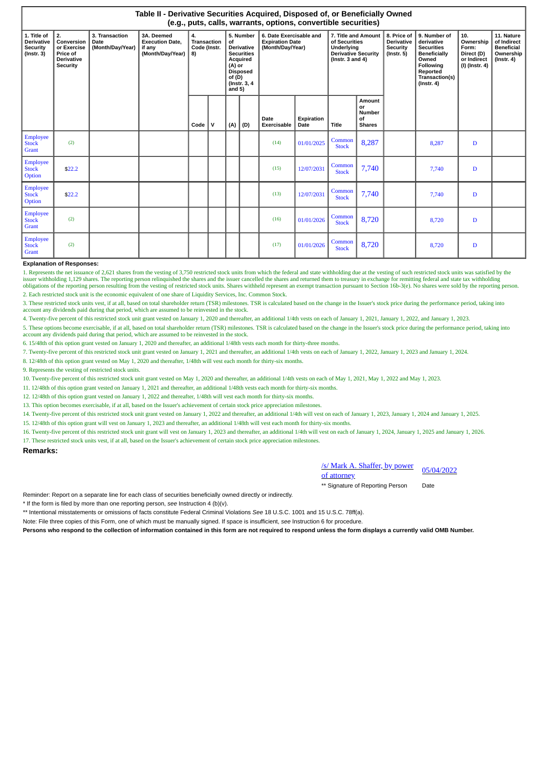## Table II - Derivative Securities Acquired, Disposed of, or Beneficially Owned (e.g., puts, calls, warrants, options, convertible securities)

| 1. Title of Derivative Security (Instr. 3) | 2. Conversion or Exercise Price of Derivative Security | 3. Transaction Date (Month/Day/Year) | 3A. Deemed Execution Date, if any (Month/Day/Year) | 4. Transaction Code (Instr. 8) | | 5. Number of Derivative Securities Acquired (A) or Disposed of (D) (Instr. 3, 4 and 5) | | 6. Date Exercisable and Expiration Date (Month/Day/Year) | | 7. Title and Amount of Securities Underlying Derivative Security (Instr. 3 and 4) | | 8. Price of Derivative Security (Instr. 5) | 9. Number of derivative Securities Beneficially Owned Following Reported Transaction(s) (Instr. 4) | 10. Ownership Form: Direct (D) or Indirect (I) (Instr. 4) | 11. Nature of Indirect Beneficial Ownership (Instr. 4) |
|---|---|---|---|---|---|---|---|---|---|---|---|---|---|---|---|
| | | | | Code | V | (A) | (D) | Date Exercisable | Expiration Date | Title | Amount or Number of Shares | | | | |
| Employee Stock Grant | (2) | | | | | | | (14) | 01/01/2025 | Common Stock | 8,287 | | 8,287 | D | |
| Employee Stock Option | $22.2 | | | | | | | (15) | 12/07/2031 | Common Stock | 7,740 | | 7,740 | D | |
| Employee Stock Option | $22.2 | | | | | | | (13) | 12/07/2031 | Common Stock | 7,740 | | 7,740 | D | |
| Employee Stock Grant | (2) | | | | | | | (16) | 01/01/2026 | Common Stock | 8,720 | | 8,720 | D | |
| Employee Stock Grant | (2) | | | | | | | (17) | 01/01/2026 | Common Stock | 8,720 | | 8,720 | D | |

**Explanation of Responses:**

1. Represents the net issuance of 2,621 shares from the vesting of 3,750 restricted stock units from which the federal and state withholding due at the vesting of such restricted stock units was satisfied by the issuer withholding 1,129 shares. The reporting person relinquished the shares and the issuer cancelled the shares and returned them to treasury in exchange for remitting federal and state tax withholding obligations of the reporting person resulting from the vesting of restricted stock units. Shares withheld represent an exempt transaction pursuant to Section 16b-3(e). No shares were sold by the reporting person.

2. Each restricted stock unit is the economic equivalent of one share of Liquidity Services, Inc. Common Stock.

3. These restricted stock units vest, if at all, based on total shareholder return (TSR) milestones. TSR is calculated based on the change in the Issuer's stock price during the performance period, taking into account any dividends paid during that period, which are assumed to be reinvested in the stock.

4. Twenty-five percent of this restricted stock unit grant vested on January 1, 2020 and thereafter, an additional 1/4th vests on each of January 1, 2021, January 1, 2022, and January 1, 2023.

5. These options become exercisable, if at all, based on total shareholder return (TSR) milestones. TSR is calculated based on the change in the Issuer's stock price during the performance period, taking into account any dividends paid during that period, which are assumed to be reinvested in the stock.

6. 15/48th of this option grant vested on January 1, 2020 and thereafter, an additional 1/48th vests each month for thirty-three months.

7. Twenty-five percent of this restricted stock unit grant vested on January 1, 2021 and thereafter, an additional 1/4th vests on each of January 1, 2022, January 1, 2023 and January 1, 2024.

8. 12/48th of this option grant vested on May 1, 2020 and thereafter, 1/48th will vest each month for thirty-six months.

9. Represents the vesting of restricted stock units.

10. Twenty-five percent of this restricted stock unit grant vested on May 1, 2020 and thereafter, an additional 1/4th vests on each of May 1, 2021, May 1, 2022 and May 1, 2023.

11. 12/48th of this option grant vested on January 1, 2021 and thereafter, an additional 1/48th vests each month for thirty-six months.

12. 12/48th of this option grant vested on January 1, 2022 and thereafter, 1/48th will vest each month for thirty-six months.

13. This option becomes exercisable, if at all, based on the Issuer's achievement of certain stock price appreciation milestones.

14. Twenty-five percent of this restricted stock unit grant vested on January 1, 2022 and thereafter, an additional 1/4th will vest on each of January 1, 2023, January 1, 2024 and January 1, 2025.

15. 12/48th of this option grant will vest on January 1, 2023 and thereafter, an additional 1/48th will vest each month for thirty-six months.

16. Twenty-five percent of this restricted stock unit grant will vest on January 1, 2023 and thereafter, an additional 1/4th will vest on each of January 1, 2024, January 1, 2025 and January 1, 2026.

17. These restricted stock units vest, if at all, based on the Issuer's achievement of certain stock price appreciation milestones.

**Remarks:**

/s/ Mark A. Shaffer, by power of attorney — 05/04/2022

** Signature of Reporting Person — Date

Reminder: Report on a separate line for each class of securities beneficially owned directly or indirectly.

* If the form is filed by more than one reporting person, *see* Instruction 4 (b)(v).

** Intentional misstatements or omissions of facts constitute Federal Criminal Violations *See* 18 U.S.C. 1001 and 15 U.S.C. 78ff(a).

Note: File three copies of this Form, one of which must be manually signed. If space is insufficient, *see* Instruction 6 for procedure.

**Persons who respond to the collection of information contained in this form are not required to respond unless the form displays a currently valid OMB Number.**